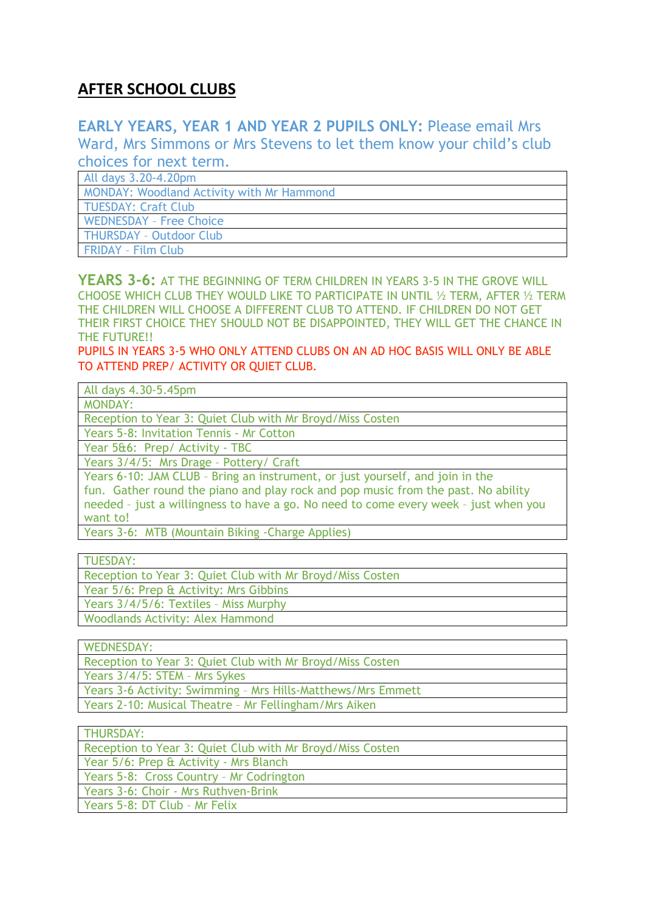# AFTER SCHOOL CLUBS

**EARLY YEARS, YEAR 1 AND YEAR 2 PUPILS ONLY:** Please email Mrs Ward, Mrs Simmons or Mrs Stevens to let them know your child's club choices for next term.

| |
|---|
| All days 3.20-4.20pm |
| MONDAY: Woodland Activity with Mr Hammond |
| TUESDAY: Craft Club |
| WEDNESDAY – Free Choice |
| THURSDAY – Outdoor Club |
| FRIDAY – Film Club |

**YEARS 3-6:** AT THE BEGINNING OF TERM CHILDREN IN YEARS 3-5 IN THE GROVE WILL CHOOSE WHICH CLUB THEY WOULD LIKE TO PARTICIPATE IN UNTIL ½ TERM, AFTER ½ TERM THE CHILDREN WILL CHOOSE A DIFFERENT CLUB TO ATTEND. IF CHILDREN DO NOT GET THEIR FIRST CHOICE THEY SHOULD NOT BE DISAPPOINTED, THEY WILL GET THE CHANCE IN THE FUTURE!!

PUPILS IN YEARS 3-5 WHO ONLY ATTEND CLUBS ON AN AD HOC BASIS WILL ONLY BE ABLE TO ATTEND PREP/ ACTIVITY OR QUIET CLUB.

| |
|---|
| All days 4.30-5.45pm |
| MONDAY: |
| Reception to Year 3: Quiet Club with Mr Broyd/Miss Costen |
| Years 5-8: Invitation Tennis - Mr Cotton |
| Year 5&6: Prep/ Activity - TBC |
| Years 3/4/5: Mrs Drage – Pottery/ Craft |
| Years 6-10: JAM CLUB – Bring an instrument, or just yourself, and join in the fun. Gather round the piano and play rock and pop music from the past. No ability needed – just a willingness to have a go. No need to come every week – just when you want to! |
| Years 3-6: MTB (Mountain Biking -Charge Applies) |

| |
|---|
| TUESDAY: |
| Reception to Year 3: Quiet Club with Mr Broyd/Miss Costen |
| Year 5/6: Prep & Activity: Mrs Gibbins |
| Years 3/4/5/6: Textiles – Miss Murphy |
| Woodlands Activity: Alex Hammond |

| |
|---|
| WEDNESDAY: |
| Reception to Year 3: Quiet Club with Mr Broyd/Miss Costen |
| Years 3/4/5: STEM – Mrs Sykes |
| Years 3-6 Activity: Swimming – Mrs Hills-Matthews/Mrs Emmett |
| Years 2-10: Musical Theatre – Mr Fellingham/Mrs Aiken |

| |
|---|
| THURSDAY: |
| Reception to Year 3: Quiet Club with Mr Broyd/Miss Costen |
| Year 5/6: Prep & Activity - Mrs Blanch |
| Years 5-8: Cross Country – Mr Codrington |
| Years 3-6: Choir - Mrs Ruthven-Brink |
| Years 5-8: DT Club – Mr Felix |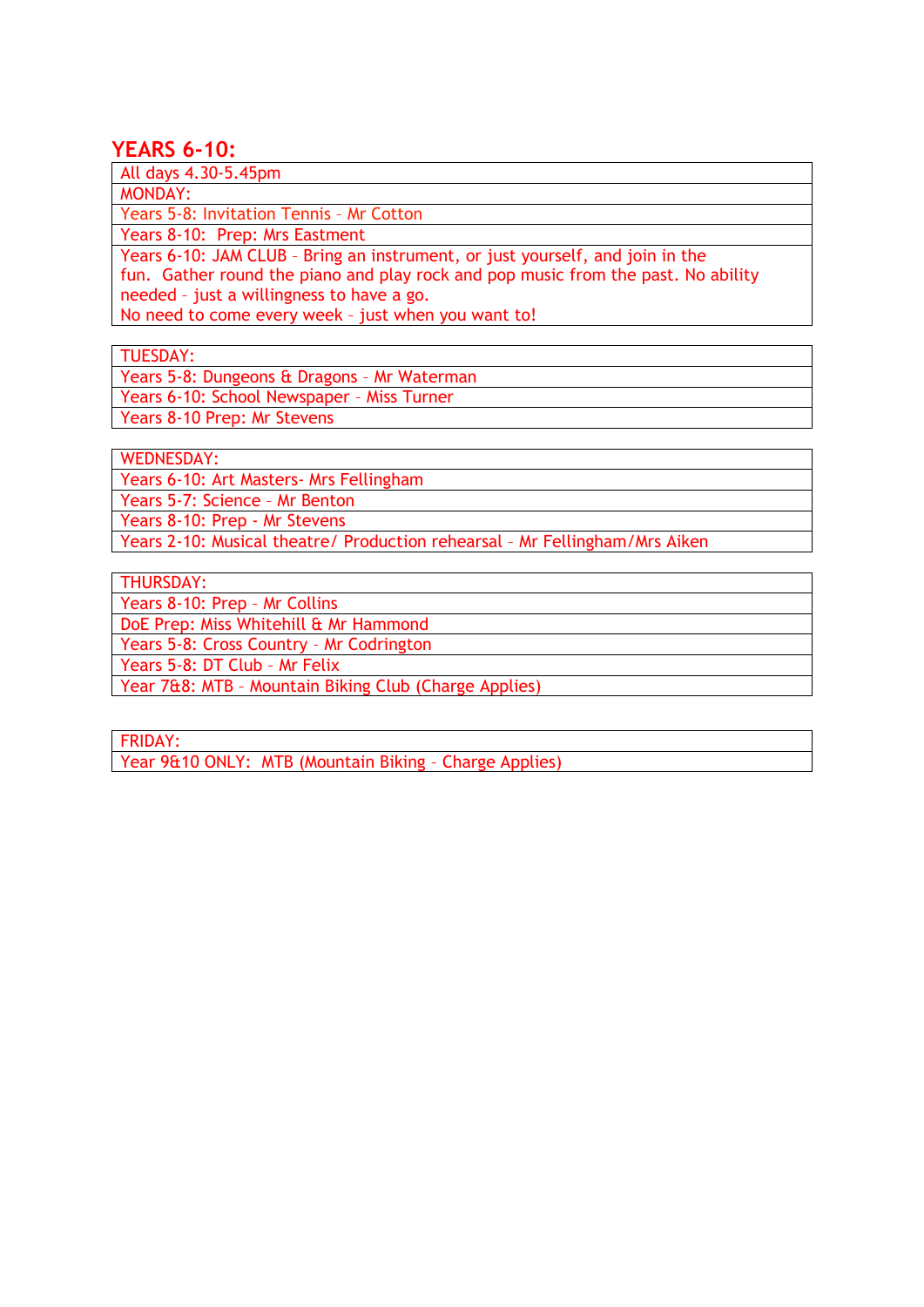## YEARS 6-10:

| |
|---|
| All days 4.30-5.45pm |
| MONDAY: |
| Years 5-8: Invitation Tennis – Mr Cotton |
| Years 8-10: Prep: Mrs Eastment |
| Years 6-10: JAM CLUB – Bring an instrument, or just yourself, and join in the fun. Gather round the piano and play rock and pop music from the past. No ability needed – just a willingness to have a go. No need to come every week – just when you want to! |

| |
|---|
| TUESDAY: |
| Years 5-8: Dungeons & Dragons – Mr Waterman |
| Years 6-10: School Newspaper – Miss Turner |
| Years 8-10 Prep: Mr Stevens |

| |
|---|
| WEDNESDAY: |
| Years 6-10: Art Masters- Mrs Fellingham |
| Years 5-7: Science – Mr Benton |
| Years 8-10: Prep - Mr Stevens |
| Years 2-10: Musical theatre/ Production rehearsal – Mr Fellingham/Mrs Aiken |

| |
|---|
| THURSDAY: |
| Years 8-10: Prep – Mr Collins |
| DoE Prep: Miss Whitehill & Mr Hammond |
| Years 5-8: Cross Country – Mr Codrington |
| Years 5-8: DT Club – Mr Felix |
| Year 7&8: MTB – Mountain Biking Club (Charge Applies) |

| |
|---|
| FRIDAY: |
| Year 9&10 ONLY: MTB (Mountain Biking – Charge Applies) |